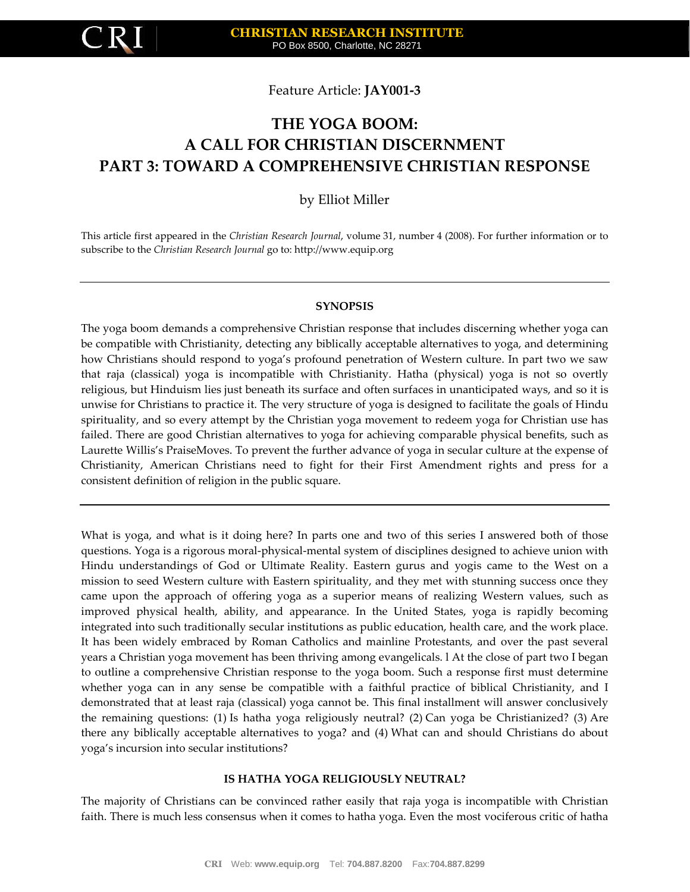Feature Article: **JAY001-3**

# THE YOGA BOOM: A CALL FOR CHRISTIAN DISCERNMENT PART 3: TOWARD A COMPREHENSIVE CHRISTIAN RESPONSE

by Elliot Miller

This article first appeared in the *Christian Research Journal*, volume 31, number 4 (2008). For further information or to subscribe to the *Christian Research Journal* go to: http://www.equip.org

---

**SYNOPSIS**

The yoga boom demands a comprehensive Christian response that includes discerning whether yoga can be compatible with Christianity, detecting any biblically acceptable alternatives to yoga, and determining how Christians should respond to yoga's profound penetration of Western culture. In part two we saw that raja (classical) yoga is incompatible with Christianity. Hatha (physical) yoga is not so overtly religious, but Hinduism lies just beneath its surface and often surfaces in unanticipated ways, and so it is unwise for Christians to practice it. The very structure of yoga is designed to facilitate the goals of Hindu spirituality, and so every attempt by the Christian yoga movement to redeem yoga for Christian use has failed. There are good Christian alternatives to yoga for achieving comparable physical benefits, such as Laurette Willis's PraiseMoves. To prevent the further advance of yoga in secular culture at the expense of Christianity, American Christians need to fight for their First Amendment rights and press for a consistent definition of religion in the public square.

---

What is yoga, and what is it doing here? In parts one and two of this series I answered both of those questions. Yoga is a rigorous moral-physical-mental system of disciplines designed to achieve union with Hindu understandings of God or Ultimate Reality. Eastern gurus and yogis came to the West on a mission to seed Western culture with Eastern spirituality, and they met with stunning success once they came upon the approach of offering yoga as a superior means of realizing Western values, such as improved physical health, ability, and appearance. In the United States, yoga is rapidly becoming integrated into such traditionally secular institutions as public education, health care, and the work place. It has been widely embraced by Roman Catholics and mainline Protestants, and over the past several years a Christian yoga movement has been thriving among evangelicals. 1 At the close of part two I began to outline a comprehensive Christian response to the yoga boom. Such a response first must determine whether yoga can in any sense be compatible with a faithful practice of biblical Christianity, and I demonstrated that at least raja (classical) yoga cannot be. This final installment will answer conclusively the remaining questions: (1) Is hatha yoga religiously neutral? (2) Can yoga be Christianized? (3) Are there any biblically acceptable alternatives to yoga? and (4) What can and should Christians do about yoga's incursion into secular institutions?

**IS HATHA YOGA RELIGIOUSLY NEUTRAL?**

The majority of Christians can be convinced rather easily that raja yoga is incompatible with Christian faith. There is much less consensus when it comes to hatha yoga. Even the most vociferous critic of hatha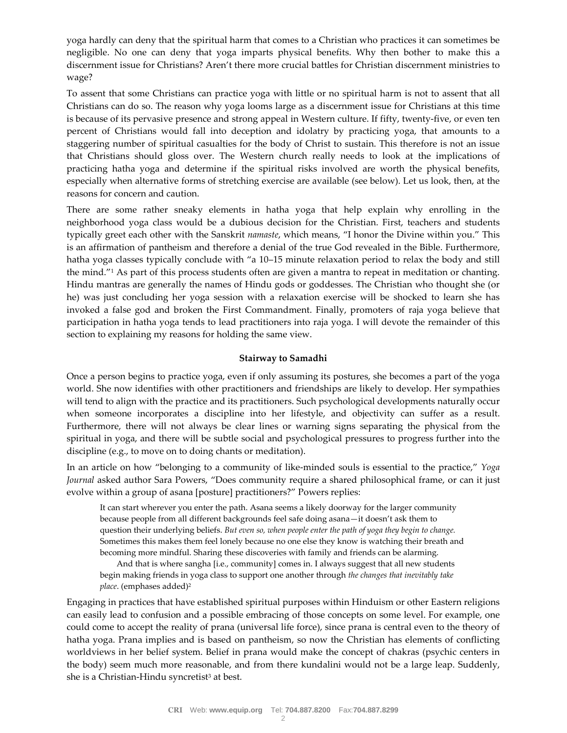yoga hardly can deny that the spiritual harm that comes to a Christian who practices it can sometimes be negligible. No one can deny that yoga imparts physical benefits. Why then bother to make this a discernment issue for Christians? Aren't there more crucial battles for Christian discernment ministries to wage?

To assent that some Christians can practice yoga with little or no spiritual harm is not to assent that all Christians can do so. The reason why yoga looms large as a discernment issue for Christians at this time is because of its pervasive presence and strong appeal in Western culture. If fifty, twenty-five, or even ten percent of Christians would fall into deception and idolatry by practicing yoga, that amounts to a staggering number of spiritual casualties for the body of Christ to sustain. This therefore is not an issue that Christians should gloss over. The Western church really needs to look at the implications of practicing hatha yoga and determine if the spiritual risks involved are worth the physical benefits, especially when alternative forms of stretching exercise are available (see below). Let us look, then, at the reasons for concern and caution.

There are some rather sneaky elements in hatha yoga that help explain why enrolling in the neighborhood yoga class would be a dubious decision for the Christian. First, teachers and students typically greet each other with the Sanskrit *namaste*, which means, "I honor the Divine within you." This is an affirmation of pantheism and therefore a denial of the true God revealed in the Bible. Furthermore, hatha yoga classes typically conclude with "a 10–15 minute relaxation period to relax the body and still the mind."[1] As part of this process students often are given a mantra to repeat in meditation or chanting. Hindu mantras are generally the names of Hindu gods or goddesses. The Christian who thought she (or he) was just concluding her yoga session with a relaxation exercise will be shocked to learn she has invoked a false god and broken the First Commandment. Finally, promoters of raja yoga believe that participation in hatha yoga tends to lead practitioners into raja yoga. I will devote the remainder of this section to explaining my reasons for holding the same view.

**Stairway to Samadhi**

Once a person begins to practice yoga, even if only assuming its postures, she becomes a part of the yoga world. She now identifies with other practitioners and friendships are likely to develop. Her sympathies will tend to align with the practice and its practitioners. Such psychological developments naturally occur when someone incorporates a discipline into her lifestyle, and objectivity can suffer as a result. Furthermore, there will not always be clear lines or warning signs separating the physical from the spiritual in yoga, and there will be subtle social and psychological pressures to progress further into the discipline (e.g., to move on to doing chants or meditation).

In an article on how "belonging to a community of like-minded souls is essential to the practice," *Yoga Journal* asked author Sara Powers, "Does community require a shared philosophical frame, or can it just evolve within a group of asana [posture] practitioners?" Powers replies:

> It can start wherever you enter the path. Asana seems a likely doorway for the larger community because people from all different backgrounds feel safe doing asana—it doesn't ask them to question their underlying beliefs. *But even so, when people enter the path of yoga they begin to change.* Sometimes this makes them feel lonely because no one else they know is watching their breath and becoming more mindful. Sharing these discoveries with family and friends can be alarming.
>
> And that is where sangha [i.e., community] comes in. I always suggest that all new students begin making friends in yoga class to support one another through *the changes that inevitably take place*. (emphases added)[2]

Engaging in practices that have established spiritual purposes within Hinduism or other Eastern religions can easily lead to confusion and a possible embracing of those concepts on some level. For example, one could come to accept the reality of prana (universal life force), since prana is central even to the theory of hatha yoga. Prana implies and is based on pantheism, so now the Christian has elements of conflicting worldviews in her belief system. Belief in prana would make the concept of chakras (psychic centers in the body) seem much more reasonable, and from there kundalini would not be a large leap. Suddenly, she is a Christian-Hindu syncretist[3] at best.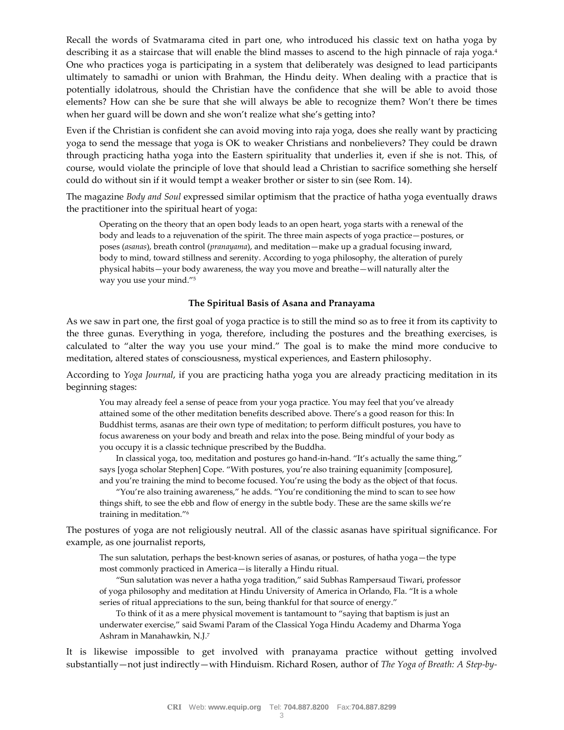Recall the words of Svatmarama cited in part one, who introduced his classic text on hatha yoga by describing it as a staircase that will enable the blind masses to ascend to the high pinnacle of raja yoga.[4] One who practices yoga is participating in a system that deliberately was designed to lead participants ultimately to samadhi or union with Brahman, the Hindu deity. When dealing with a practice that is potentially idolatrous, should the Christian have the confidence that she will be able to avoid those elements? How can she be sure that she will always be able to recognize them? Won't there be times when her guard will be down and she won't realize what she's getting into?

Even if the Christian is confident she can avoid moving into raja yoga, does she really want by practicing yoga to send the message that yoga is OK to weaker Christians and nonbelievers? They could be drawn through practicing hatha yoga into the Eastern spirituality that underlies it, even if she is not. This, of course, would violate the principle of love that should lead a Christian to sacrifice something she herself could do without sin if it would tempt a weaker brother or sister to sin (see Rom. 14).

The magazine *Body and Soul* expressed similar optimism that the practice of hatha yoga eventually draws the practitioner into the spiritual heart of yoga:

> Operating on the theory that an open body leads to an open heart, yoga starts with a renewal of the body and leads to a rejuvenation of the spirit. The three main aspects of yoga practice—postures, or poses (*asanas*), breath control (*pranayama*), and meditation—make up a gradual focusing inward, body to mind, toward stillness and serenity. According to yoga philosophy, the alteration of purely physical habits—your body awareness, the way you move and breathe—will naturally alter the way you use your mind."[5]

### The Spiritual Basis of Asana and Pranayama

As we saw in part one, the first goal of yoga practice is to still the mind so as to free it from its captivity to the three gunas. Everything in yoga, therefore, including the postures and the breathing exercises, is calculated to "alter the way you use your mind." The goal is to make the mind more conducive to meditation, altered states of consciousness, mystical experiences, and Eastern philosophy.

According to *Yoga Journal*, if you are practicing hatha yoga you are already practicing meditation in its beginning stages:

> You may already feel a sense of peace from your yoga practice. You may feel that you've already attained some of the other meditation benefits described above. There's a good reason for this: In Buddhist terms, asanas are their own type of meditation; to perform difficult postures, you have to focus awareness on your body and breath and relax into the pose. Being mindful of your body as you occupy it is a classic technique prescribed by the Buddha.
>
> In classical yoga, too, meditation and postures go hand-in-hand. "It's actually the same thing," says [yoga scholar Stephen] Cope. "With postures, you're also training equanimity [composure], and you're training the mind to become focused. You're using the body as the object of that focus.
>
> "You're also training awareness," he adds. "You're conditioning the mind to scan to see how things shift, to see the ebb and flow of energy in the subtle body. These are the same skills we're training in meditation."[6]

The postures of yoga are not religiously neutral. All of the classic asanas have spiritual significance. For example, as one journalist reports,

> The sun salutation, perhaps the best-known series of asanas, or postures, of hatha yoga—the type most commonly practiced in America—is literally a Hindu ritual.
>
> "Sun salutation was never a hatha yoga tradition," said Subhas Rampersaud Tiwari, professor of yoga philosophy and meditation at Hindu University of America in Orlando, Fla. "It is a whole series of ritual appreciations to the sun, being thankful for that source of energy."
>
> To think of it as a mere physical movement is tantamount to "saying that baptism is just an underwater exercise," said Swami Param of the Classical Yoga Hindu Academy and Dharma Yoga Ashram in Manahawkin, N.J.[7]

It is likewise impossible to get involved with pranayama practice without getting involved substantially—not just indirectly—with Hinduism. Richard Rosen, author of *The Yoga of Breath: A Step-by-*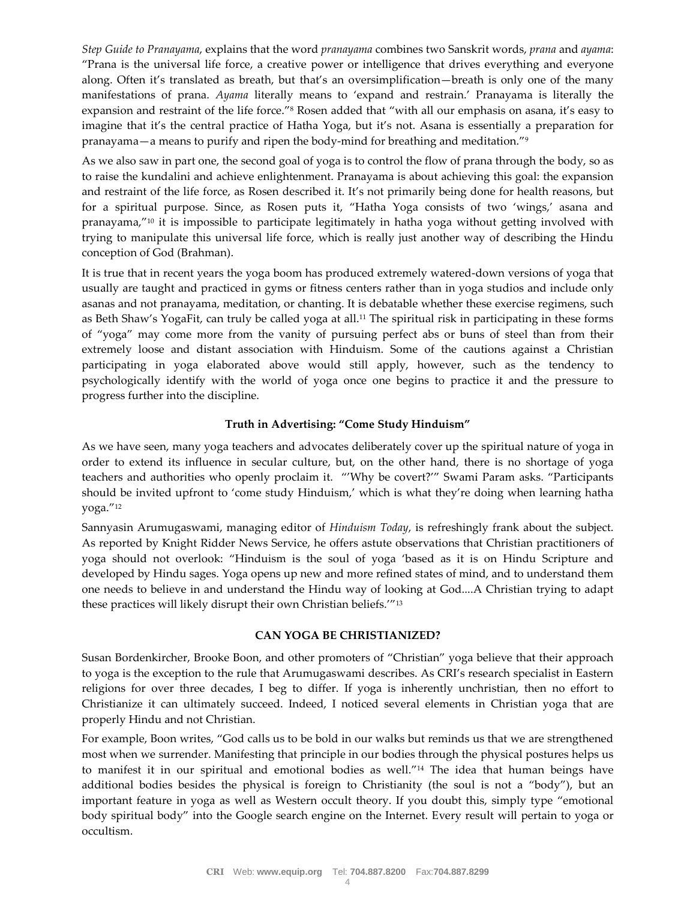*Step Guide to Pranayama*, explains that the word *pranayama* combines two Sanskrit words, *prana* and *ayama*: "Prana is the universal life force, a creative power or intelligence that drives everything and everyone along. Often it's translated as breath, but that's an oversimplification—breath is only one of the many manifestations of prana. *Ayama* literally means to 'expand and restrain.' Pranayama is literally the expansion and restraint of the life force."[8] Rosen added that "with all our emphasis on asana, it's easy to imagine that it's the central practice of Hatha Yoga, but it's not. Asana is essentially a preparation for pranayama—a means to purify and ripen the body-mind for breathing and meditation."[9]

As we also saw in part one, the second goal of yoga is to control the flow of prana through the body, so as to raise the kundalini and achieve enlightenment. Pranayama is about achieving this goal: the expansion and restraint of the life force, as Rosen described it. It's not primarily being done for health reasons, but for a spiritual purpose. Since, as Rosen puts it, "Hatha Yoga consists of two 'wings,' asana and pranayama,"[10] it is impossible to participate legitimately in hatha yoga without getting involved with trying to manipulate this universal life force, which is really just another way of describing the Hindu conception of God (Brahman).

It is true that in recent years the yoga boom has produced extremely watered-down versions of yoga that usually are taught and practiced in gyms or fitness centers rather than in yoga studios and include only asanas and not pranayama, meditation, or chanting. It is debatable whether these exercise regimens, such as Beth Shaw's YogaFit, can truly be called yoga at all.[11] The spiritual risk in participating in these forms of "yoga" may come more from the vanity of pursuing perfect abs or buns of steel than from their extremely loose and distant association with Hinduism. Some of the cautions against a Christian participating in yoga elaborated above would still apply, however, such as the tendency to psychologically identify with the world of yoga once one begins to practice it and the pressure to progress further into the discipline.

**Truth in Advertising: "Come Study Hinduism"**

As we have seen, many yoga teachers and advocates deliberately cover up the spiritual nature of yoga in order to extend its influence in secular culture, but, on the other hand, there is no shortage of yoga teachers and authorities who openly proclaim it. "'Why be covert?'" Swami Param asks. "Participants should be invited upfront to 'come study Hinduism,' which is what they're doing when learning hatha yoga."[12]

Sannyasin Arumugaswami, managing editor of *Hinduism Today*, is refreshingly frank about the subject. As reported by Knight Ridder News Service, he offers astute observations that Christian practitioners of yoga should not overlook: "Hinduism is the soul of yoga 'based as it is on Hindu Scripture and developed by Hindu sages. Yoga opens up new and more refined states of mind, and to understand them one needs to believe in and understand the Hindu way of looking at God....A Christian trying to adapt these practices will likely disrupt their own Christian beliefs.'"[13]

**CAN YOGA BE CHRISTIANIZED?**

Susan Bordenkircher, Brooke Boon, and other promoters of "Christian" yoga believe that their approach to yoga is the exception to the rule that Arumugaswami describes. As CRI's research specialist in Eastern religions for over three decades, I beg to differ. If yoga is inherently unchristian, then no effort to Christianize it can ultimately succeed. Indeed, I noticed several elements in Christian yoga that are properly Hindu and not Christian.

For example, Boon writes, "God calls us to be bold in our walks but reminds us that we are strengthened most when we surrender. Manifesting that principle in our bodies through the physical postures helps us to manifest it in our spiritual and emotional bodies as well."[14] The idea that human beings have additional bodies besides the physical is foreign to Christianity (the soul is not a "body"), but an important feature in yoga as well as Western occult theory. If you doubt this, simply type "emotional body spiritual body" into the Google search engine on the Internet. Every result will pertain to yoga or occultism.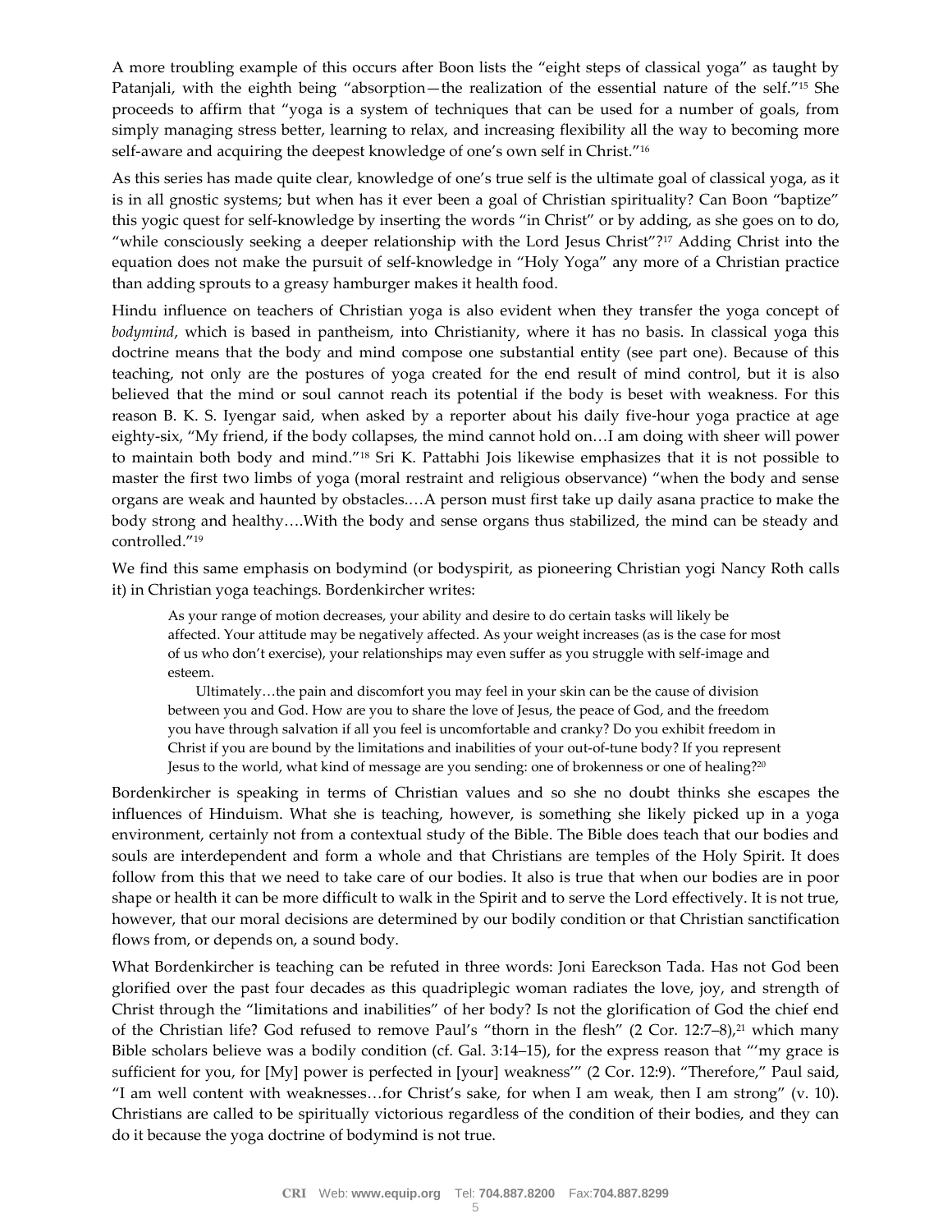A more troubling example of this occurs after Boon lists the "eight steps of classical yoga" as taught by Patanjali, with the eighth being "absorption—the realization of the essential nature of the self."[15] She proceeds to affirm that "yoga is a system of techniques that can be used for a number of goals, from simply managing stress better, learning to relax, and increasing flexibility all the way to becoming more self-aware and acquiring the deepest knowledge of one's own self in Christ."[16]

As this series has made quite clear, knowledge of one's true self is the ultimate goal of classical yoga, as it is in all gnostic systems; but when has it ever been a goal of Christian spirituality? Can Boon "baptize" this yogic quest for self-knowledge by inserting the words "in Christ" or by adding, as she goes on to do, "while consciously seeking a deeper relationship with the Lord Jesus Christ"?[17] Adding Christ into the equation does not make the pursuit of self-knowledge in "Holy Yoga" any more of a Christian practice than adding sprouts to a greasy hamburger makes it health food.

Hindu influence on teachers of Christian yoga is also evident when they transfer the yoga concept of *bodymind*, which is based in pantheism, into Christianity, where it has no basis. In classical yoga this doctrine means that the body and mind compose one substantial entity (see part one). Because of this teaching, not only are the postures of yoga created for the end result of mind control, but it is also believed that the mind or soul cannot reach its potential if the body is beset with weakness. For this reason B. K. S. Iyengar said, when asked by a reporter about his daily five-hour yoga practice at age eighty-six, "My friend, if the body collapses, the mind cannot hold on…I am doing with sheer will power to maintain both body and mind."[18] Sri K. Pattabhi Jois likewise emphasizes that it is not possible to master the first two limbs of yoga (moral restraint and religious observance) "when the body and sense organs are weak and haunted by obstacles.…A person must first take up daily asana practice to make the body strong and healthy….With the body and sense organs thus stabilized, the mind can be steady and controlled."[19]

We find this same emphasis on bodymind (or bodyspirit, as pioneering Christian yogi Nancy Roth calls it) in Christian yoga teachings. Bordenkircher writes:

> As your range of motion decreases, your ability and desire to do certain tasks will likely be affected. Your attitude may be negatively affected. As your weight increases (as is the case for most of us who don't exercise), your relationships may even suffer as you struggle with self-image and esteem.
>
> Ultimately…the pain and discomfort you may feel in your skin can be the cause of division between you and God. How are you to share the love of Jesus, the peace of God, and the freedom you have through salvation if all you feel is uncomfortable and cranky? Do you exhibit freedom in Christ if you are bound by the limitations and inabilities of your out-of-tune body? If you represent Jesus to the world, what kind of message are you sending: one of brokenness or one of healing?[20]

Bordenkircher is speaking in terms of Christian values and so she no doubt thinks she escapes the influences of Hinduism. What she is teaching, however, is something she likely picked up in a yoga environment, certainly not from a contextual study of the Bible. The Bible does teach that our bodies and souls are interdependent and form a whole and that Christians are temples of the Holy Spirit. It does follow from this that we need to take care of our bodies. It also is true that when our bodies are in poor shape or health it can be more difficult to walk in the Spirit and to serve the Lord effectively. It is not true, however, that our moral decisions are determined by our bodily condition or that Christian sanctification flows from, or depends on, a sound body.

What Bordenkircher is teaching can be refuted in three words: Joni Eareckson Tada. Has not God been glorified over the past four decades as this quadriplegic woman radiates the love, joy, and strength of Christ through the "limitations and inabilities" of her body? Is not the glorification of God the chief end of the Christian life? God refused to remove Paul's "thorn in the flesh" (2 Cor. 12:7–8),[21] which many Bible scholars believe was a bodily condition (cf. Gal. 3:14–15), for the express reason that "'my grace is sufficient for you, for [My] power is perfected in [your] weakness'" (2 Cor. 12:9). "Therefore," Paul said, "I am well content with weaknesses…for Christ's sake, for when I am weak, then I am strong" (v. 10). Christians are called to be spiritually victorious regardless of the condition of their bodies, and they can do it because the yoga doctrine of bodymind is not true.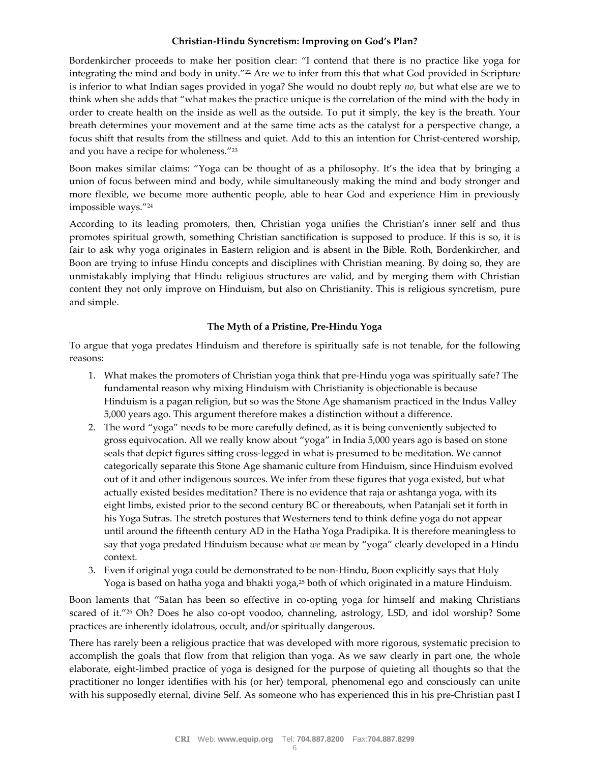**Christian-Hindu Syncretism: Improving on God's Plan?**

Bordenkircher proceeds to make her position clear: "I contend that there is no practice like yoga for integrating the mind and body in unity."[22] Are we to infer from this that what God provided in Scripture is inferior to what Indian sages provided in yoga? She would no doubt reply *no*, but what else are we to think when she adds that "what makes the practice unique is the correlation of the mind with the body in order to create health on the inside as well as the outside. To put it simply, the key is the breath. Your breath determines your movement and at the same time acts as the catalyst for a perspective change, a focus shift that results from the stillness and quiet. Add to this an intention for Christ-centered worship, and you have a recipe for wholeness."[23]

Boon makes similar claims: "Yoga can be thought of as a philosophy. It's the idea that by bringing a union of focus between mind and body, while simultaneously making the mind and body stronger and more flexible, we become more authentic people, able to hear God and experience Him in previously impossible ways."[24]

According to its leading promoters, then, Christian yoga unifies the Christian's inner self and thus promotes spiritual growth, something Christian sanctification is supposed to produce. If this is so, it is fair to ask why yoga originates in Eastern religion and is absent in the Bible. Roth, Bordenkircher, and Boon are trying to infuse Hindu concepts and disciplines with Christian meaning. By doing so, they are unmistakably implying that Hindu religious structures are valid, and by merging them with Christian content they not only improve on Hinduism, but also on Christianity. This is religious syncretism, pure and simple.

**The Myth of a Pristine, Pre-Hindu Yoga**

To argue that yoga predates Hinduism and therefore is spiritually safe is not tenable, for the following reasons:

1. What makes the promoters of Christian yoga think that pre-Hindu yoga was spiritually safe? The fundamental reason why mixing Hinduism with Christianity is objectionable is because Hinduism is a pagan religion, but so was the Stone Age shamanism practiced in the Indus Valley 5,000 years ago. This argument therefore makes a distinction without a difference.
2. The word "yoga" needs to be more carefully defined, as it is being conveniently subjected to gross equivocation. All we really know about "yoga" in India 5,000 years ago is based on stone seals that depict figures sitting cross-legged in what is presumed to be meditation. We cannot categorically separate this Stone Age shamanic culture from Hinduism, since Hinduism evolved out of it and other indigenous sources. We infer from these figures that yoga existed, but what actually existed besides meditation? There is no evidence that raja or ashtanga yoga, with its eight limbs, existed prior to the second century BC or thereabouts, when Patanjali set it forth in his Yoga Sutras. The stretch postures that Westerners tend to think define yoga do not appear until around the fifteenth century AD in the Hatha Yoga Pradipika. It is therefore meaningless to say that yoga predated Hinduism because what *we* mean by "yoga" clearly developed in a Hindu context.
3. Even if original yoga could be demonstrated to be non-Hindu, Boon explicitly says that Holy Yoga is based on hatha yoga and bhakti yoga,[25] both of which originated in a mature Hinduism.

Boon laments that "Satan has been so effective in co-opting yoga for himself and making Christians scared of it."[26] Oh? Does he also co-opt voodoo, channeling, astrology, LSD, and idol worship? Some practices are inherently idolatrous, occult, and/or spiritually dangerous.

There has rarely been a religious practice that was developed with more rigorous, systematic precision to accomplish the goals that flow from that religion than yoga. As we saw clearly in part one, the whole elaborate, eight-limbed practice of yoga is designed for the purpose of quieting all thoughts so that the practitioner no longer identifies with his (or her) temporal, phenomenal ego and consciously can unite with his supposedly eternal, divine Self. As someone who has experienced this in his pre-Christian past I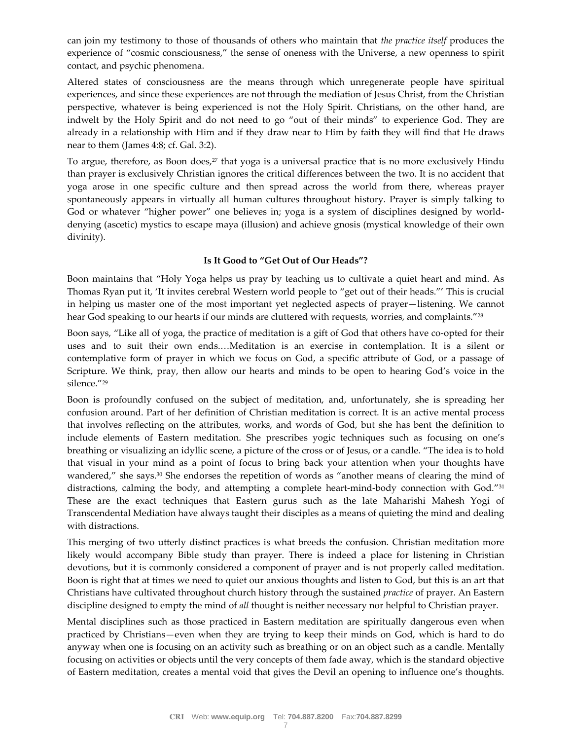can join my testimony to those of thousands of others who maintain that *the practice itself* produces the experience of "cosmic consciousness," the sense of oneness with the Universe, a new openness to spirit contact, and psychic phenomena.

Altered states of consciousness are the means through which unregenerate people have spiritual experiences, and since these experiences are not through the mediation of Jesus Christ, from the Christian perspective, whatever is being experienced is not the Holy Spirit. Christians, on the other hand, are indwelt by the Holy Spirit and do not need to go "out of their minds" to experience God. They are already in a relationship with Him and if they draw near to Him by faith they will find that He draws near to them (James 4:8; cf. Gal. 3:2).

To argue, therefore, as Boon does,[27] that yoga is a universal practice that is no more exclusively Hindu than prayer is exclusively Christian ignores the critical differences between the two. It is no accident that yoga arose in one specific culture and then spread across the world from there, whereas prayer spontaneously appears in virtually all human cultures throughout history. Prayer is simply talking to God or whatever "higher power" one believes in; yoga is a system of disciplines designed by world-denying (ascetic) mystics to escape maya (illusion) and achieve gnosis (mystical knowledge of their own divinity).

### Is It Good to "Get Out of Our Heads"?

Boon maintains that "Holy Yoga helps us pray by teaching us to cultivate a quiet heart and mind. As Thomas Ryan put it, 'It invites cerebral Western world people to "get out of their heads."' This is crucial in helping us master one of the most important yet neglected aspects of prayer—listening. We cannot hear God speaking to our hearts if our minds are cluttered with requests, worries, and complaints."[28]

Boon says, "Like all of yoga, the practice of meditation is a gift of God that others have co-opted for their uses and to suit their own ends.…Meditation is an exercise in contemplation. It is a silent or contemplative form of prayer in which we focus on God, a specific attribute of God, or a passage of Scripture. We think, pray, then allow our hearts and minds to be open to hearing God's voice in the silence."[29]

Boon is profoundly confused on the subject of meditation, and, unfortunately, she is spreading her confusion around. Part of her definition of Christian meditation is correct. It is an active mental process that involves reflecting on the attributes, works, and words of God, but she has bent the definition to include elements of Eastern meditation. She prescribes yogic techniques such as focusing on one's breathing or visualizing an idyllic scene, a picture of the cross or of Jesus, or a candle. "The idea is to hold that visual in your mind as a point of focus to bring back your attention when your thoughts have wandered," she says.[30] She endorses the repetition of words as "another means of clearing the mind of distractions, calming the body, and attempting a complete heart-mind-body connection with God."[31] These are the exact techniques that Eastern gurus such as the late Maharishi Mahesh Yogi of Transcendental Mediation have always taught their disciples as a means of quieting the mind and dealing with distractions.

This merging of two utterly distinct practices is what breeds the confusion. Christian meditation more likely would accompany Bible study than prayer. There is indeed a place for listening in Christian devotions, but it is commonly considered a component of prayer and is not properly called meditation. Boon is right that at times we need to quiet our anxious thoughts and listen to God, but this is an art that Christians have cultivated throughout church history through the sustained *practice* of prayer. An Eastern discipline designed to empty the mind of *all* thought is neither necessary nor helpful to Christian prayer.

Mental disciplines such as those practiced in Eastern meditation are spiritually dangerous even when practiced by Christians—even when they are trying to keep their minds on God, which is hard to do anyway when one is focusing on an activity such as breathing or on an object such as a candle. Mentally focusing on activities or objects until the very concepts of them fade away, which is the standard objective of Eastern meditation, creates a mental void that gives the Devil an opening to influence one's thoughts.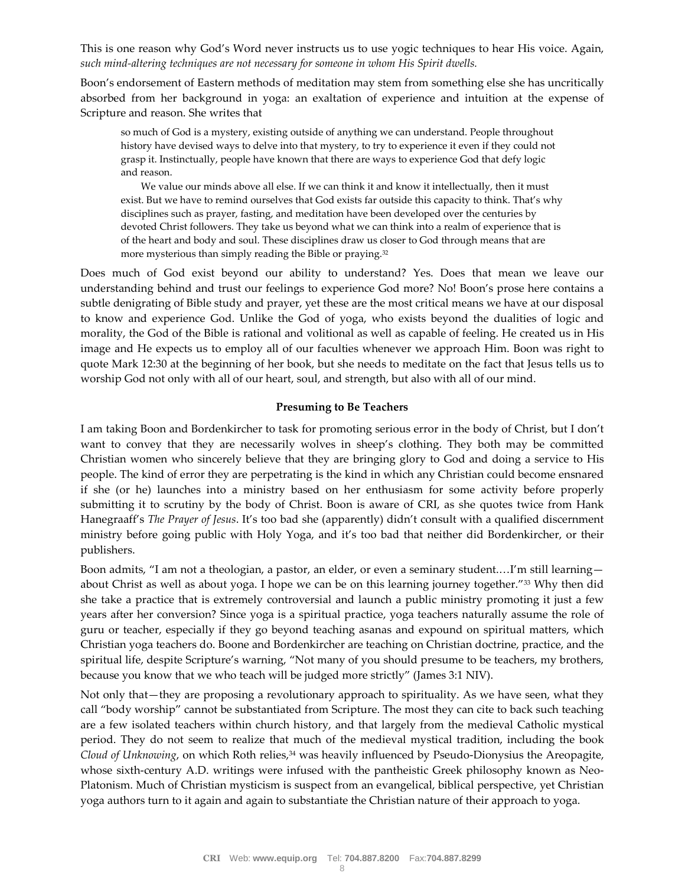This is one reason why God's Word never instructs us to use yogic techniques to hear His voice. Again, *such mind-altering techniques are not necessary for someone in whom His Spirit dwells.*

Boon's endorsement of Eastern methods of meditation may stem from something else she has uncritically absorbed from her background in yoga: an exaltation of experience and intuition at the expense of Scripture and reason. She writes that

> so much of God is a mystery, existing outside of anything we can understand. People throughout history have devised ways to delve into that mystery, to try to experience it even if they could not grasp it. Instinctually, people have known that there are ways to experience God that defy logic and reason.
>
> We value our minds above all else. If we can think it and know it intellectually, then it must exist. But we have to remind ourselves that God exists far outside this capacity to think. That's why disciplines such as prayer, fasting, and meditation have been developed over the centuries by devoted Christ followers. They take us beyond what we can think into a realm of experience that is of the heart and body and soul. These disciplines draw us closer to God through means that are more mysterious than simply reading the Bible or praying.[32]

Does much of God exist beyond our ability to understand? Yes. Does that mean we leave our understanding behind and trust our feelings to experience God more? No! Boon's prose here contains a subtle denigrating of Bible study and prayer, yet these are the most critical means we have at our disposal to know and experience God. Unlike the God of yoga, who exists beyond the dualities of logic and morality, the God of the Bible is rational and volitional as well as capable of feeling. He created us in His image and He expects us to employ all of our faculties whenever we approach Him. Boon was right to quote Mark 12:30 at the beginning of her book, but she needs to meditate on the fact that Jesus tells us to worship God not only with all of our heart, soul, and strength, but also with all of our mind.

**Presuming to Be Teachers**

I am taking Boon and Bordenkircher to task for promoting serious error in the body of Christ, but I don't want to convey that they are necessarily wolves in sheep's clothing. They both may be committed Christian women who sincerely believe that they are bringing glory to God and doing a service to His people. The kind of error they are perpetrating is the kind in which any Christian could become ensnared if she (or he) launches into a ministry based on her enthusiasm for some activity before properly submitting it to scrutiny by the body of Christ. Boon is aware of CRI, as she quotes twice from Hank Hanegraaff's *The Prayer of Jesus*. It's too bad she (apparently) didn't consult with a qualified discernment ministry before going public with Holy Yoga, and it's too bad that neither did Bordenkircher, or their publishers.

Boon admits, "I am not a theologian, a pastor, an elder, or even a seminary student.…I'm still learning—about Christ as well as about yoga. I hope we can be on this learning journey together."[33] Why then did she take a practice that is extremely controversial and launch a public ministry promoting it just a few years after her conversion? Since yoga is a spiritual practice, yoga teachers naturally assume the role of guru or teacher, especially if they go beyond teaching asanas and expound on spiritual matters, which Christian yoga teachers do. Boone and Bordenkircher are teaching on Christian doctrine, practice, and the spiritual life, despite Scripture's warning, "Not many of you should presume to be teachers, my brothers, because you know that we who teach will be judged more strictly" (James 3:1 NIV).

Not only that—they are proposing a revolutionary approach to spirituality. As we have seen, what they call "body worship" cannot be substantiated from Scripture. The most they can cite to back such teaching are a few isolated teachers within church history, and that largely from the medieval Catholic mystical period. They do not seem to realize that much of the medieval mystical tradition, including the book *Cloud of Unknowing*, on which Roth relies,[34] was heavily influenced by Pseudo-Dionysius the Areopagite, whose sixth-century A.D. writings were infused with the pantheistic Greek philosophy known as Neo-Platonism. Much of Christian mysticism is suspect from an evangelical, biblical perspective, yet Christian yoga authors turn to it again and again to substantiate the Christian nature of their approach to yoga.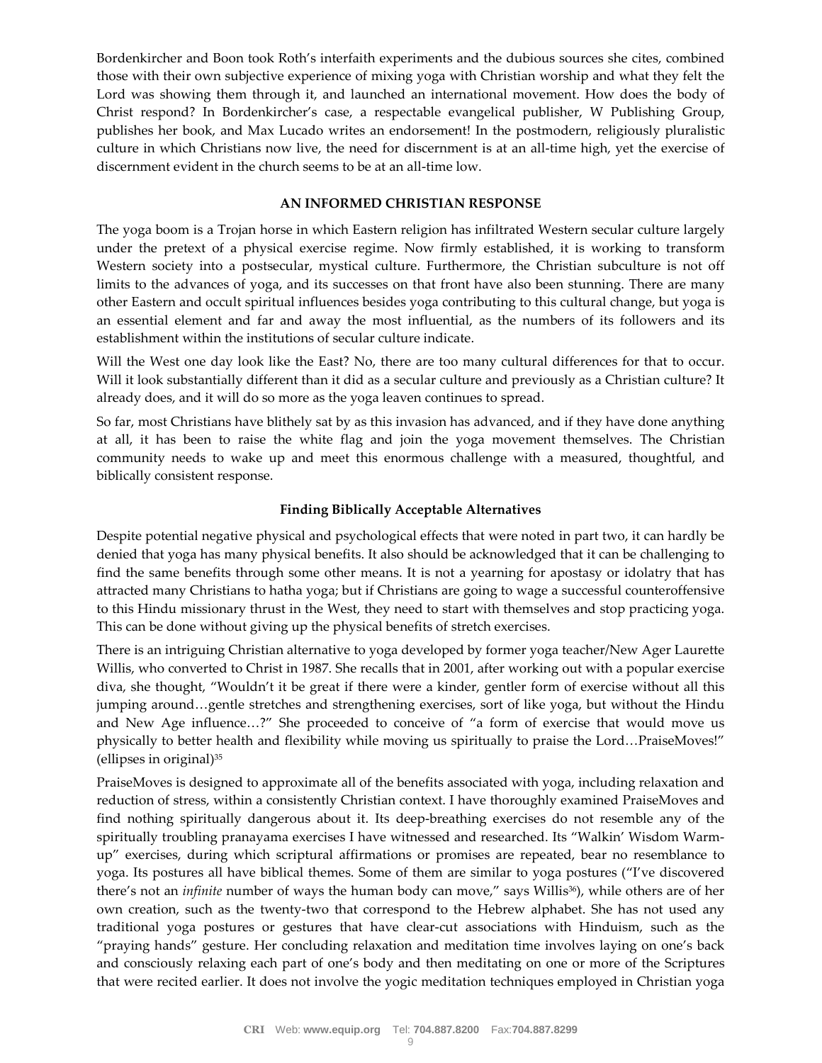Bordenkircher and Boon took Roth's interfaith experiments and the dubious sources she cites, combined those with their own subjective experience of mixing yoga with Christian worship and what they felt the Lord was showing them through it, and launched an international movement. How does the body of Christ respond? In Bordenkircher's case, a respectable evangelical publisher, W Publishing Group, publishes her book, and Max Lucado writes an endorsement! In the postmodern, religiously pluralistic culture in which Christians now live, the need for discernment is at an all-time high, yet the exercise of discernment evident in the church seems to be at an all-time low.

## AN INFORMED CHRISTIAN RESPONSE

The yoga boom is a Trojan horse in which Eastern religion has infiltrated Western secular culture largely under the pretext of a physical exercise regime. Now firmly established, it is working to transform Western society into a postsecular, mystical culture. Furthermore, the Christian subculture is not off limits to the advances of yoga, and its successes on that front have also been stunning. There are many other Eastern and occult spiritual influences besides yoga contributing to this cultural change, but yoga is an essential element and far and away the most influential, as the numbers of its followers and its establishment within the institutions of secular culture indicate.

Will the West one day look like the East? No, there are too many cultural differences for that to occur. Will it look substantially different than it did as a secular culture and previously as a Christian culture? It already does, and it will do so more as the yoga leaven continues to spread.

So far, most Christians have blithely sat by as this invasion has advanced, and if they have done anything at all, it has been to raise the white flag and join the yoga movement themselves. The Christian community needs to wake up and meet this enormous challenge with a measured, thoughtful, and biblically consistent response.

### Finding Biblically Acceptable Alternatives

Despite potential negative physical and psychological effects that were noted in part two, it can hardly be denied that yoga has many physical benefits. It also should be acknowledged that it can be challenging to find the same benefits through some other means. It is not a yearning for apostasy or idolatry that has attracted many Christians to hatha yoga; but if Christians are going to wage a successful counteroffensive to this Hindu missionary thrust in the West, they need to start with themselves and stop practicing yoga. This can be done without giving up the physical benefits of stretch exercises.

There is an intriguing Christian alternative to yoga developed by former yoga teacher/New Ager Laurette Willis, who converted to Christ in 1987. She recalls that in 2001, after working out with a popular exercise diva, she thought, "Wouldn't it be great if there were a kinder, gentler form of exercise without all this jumping around…gentle stretches and strengthening exercises, sort of like yoga, but without the Hindu and New Age influence…?" She proceeded to conceive of "a form of exercise that would move us physically to better health and flexibility while moving us spiritually to praise the Lord…PraiseMoves!" (ellipses in original)[35]

PraiseMoves is designed to approximate all of the benefits associated with yoga, including relaxation and reduction of stress, within a consistently Christian context. I have thoroughly examined PraiseMoves and find nothing spiritually dangerous about it. Its deep-breathing exercises do not resemble any of the spiritually troubling pranayama exercises I have witnessed and researched. Its "Walkin' Wisdom Warm-up" exercises, during which scriptural affirmations or promises are repeated, bear no resemblance to yoga. Its postures all have biblical themes. Some of them are similar to yoga postures ("I've discovered there's not an *infinite* number of ways the human body can move," says Willis[36]), while others are of her own creation, such as the twenty-two that correspond to the Hebrew alphabet. She has not used any traditional yoga postures or gestures that have clear-cut associations with Hinduism, such as the "praying hands" gesture. Her concluding relaxation and meditation time involves laying on one's back and consciously relaxing each part of one's body and then meditating on one or more of the Scriptures that were recited earlier. It does not involve the yogic meditation techniques employed in Christian yoga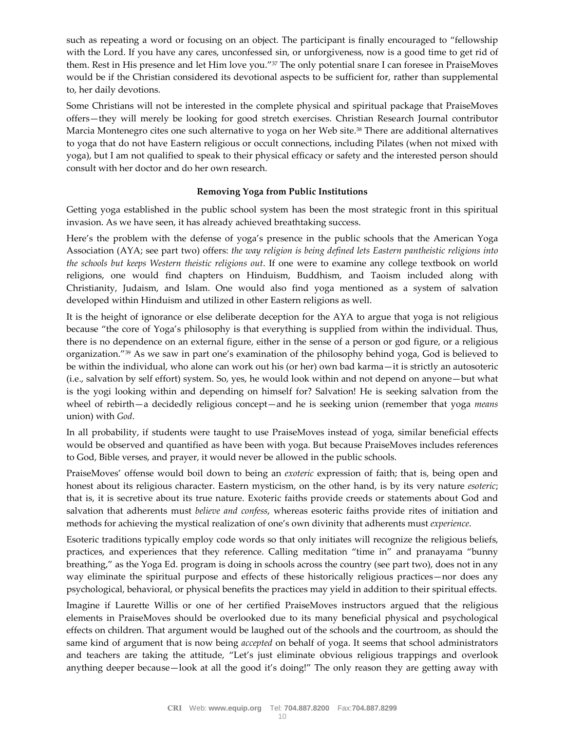such as repeating a word or focusing on an object. The participant is finally encouraged to "fellowship with the Lord. If you have any cares, unconfessed sin, or unforgiveness, now is a good time to get rid of them. Rest in His presence and let Him love you."[37] The only potential snare I can foresee in PraiseMoves would be if the Christian considered its devotional aspects to be sufficient for, rather than supplemental to, her daily devotions.

Some Christians will not be interested in the complete physical and spiritual package that PraiseMoves offers—they will merely be looking for good stretch exercises. Christian Research Journal contributor Marcia Montenegro cites one such alternative to yoga on her Web site.[38] There are additional alternatives to yoga that do not have Eastern religious or occult connections, including Pilates (when not mixed with yoga), but I am not qualified to speak to their physical efficacy or safety and the interested person should consult with her doctor and do her own research.

**Removing Yoga from Public Institutions**

Getting yoga established in the public school system has been the most strategic front in this spiritual invasion. As we have seen, it has already achieved breathtaking success.

Here's the problem with the defense of yoga's presence in the public schools that the American Yoga Association (AYA; see part two) offers: *the way religion is being defined lets Eastern pantheistic religions into the schools but keeps Western theistic religions out*. If one were to examine any college textbook on world religions, one would find chapters on Hinduism, Buddhism, and Taoism included along with Christianity, Judaism, and Islam. One would also find yoga mentioned as a system of salvation developed within Hinduism and utilized in other Eastern religions as well.

It is the height of ignorance or else deliberate deception for the AYA to argue that yoga is not religious because "the core of Yoga's philosophy is that everything is supplied from within the individual. Thus, there is no dependence on an external figure, either in the sense of a person or god figure, or a religious organization."[39] As we saw in part one's examination of the philosophy behind yoga, God is believed to be within the individual, who alone can work out his (or her) own bad karma—it is strictly an autosoteric (i.e., salvation by self effort) system. So, yes, he would look within and not depend on anyone—but what is the yogi looking within and depending on himself for? Salvation! He is seeking salvation from the wheel of rebirth—a decidedly religious concept—and he is seeking union (remember that yoga *means* union) with *God*.

In all probability, if students were taught to use PraiseMoves instead of yoga, similar beneficial effects would be observed and quantified as have been with yoga. But because PraiseMoves includes references to God, Bible verses, and prayer, it would never be allowed in the public schools.

PraiseMoves' offense would boil down to being an *exoteric* expression of faith; that is, being open and honest about its religious character. Eastern mysticism, on the other hand, is by its very nature *esoteric*; that is, it is secretive about its true nature. Exoteric faiths provide creeds or statements about God and salvation that adherents must *believe and confess*, whereas esoteric faiths provide rites of initiation and methods for achieving the mystical realization of one's own divinity that adherents must *experience*.

Esoteric traditions typically employ code words so that only initiates will recognize the religious beliefs, practices, and experiences that they reference. Calling meditation "time in" and pranayama "bunny breathing," as the Yoga Ed. program is doing in schools across the country (see part two), does not in any way eliminate the spiritual purpose and effects of these historically religious practices—nor does any psychological, behavioral, or physical benefits the practices may yield in addition to their spiritual effects.

Imagine if Laurette Willis or one of her certified PraiseMoves instructors argued that the religious elements in PraiseMoves should be overlooked due to its many beneficial physical and psychological effects on children. That argument would be laughed out of the schools and the courtroom, as should the same kind of argument that is now being *accepted* on behalf of yoga. It seems that school administrators and teachers are taking the attitude, "Let's just eliminate obvious religious trappings and overlook anything deeper because—look at all the good it's doing!" The only reason they are getting away with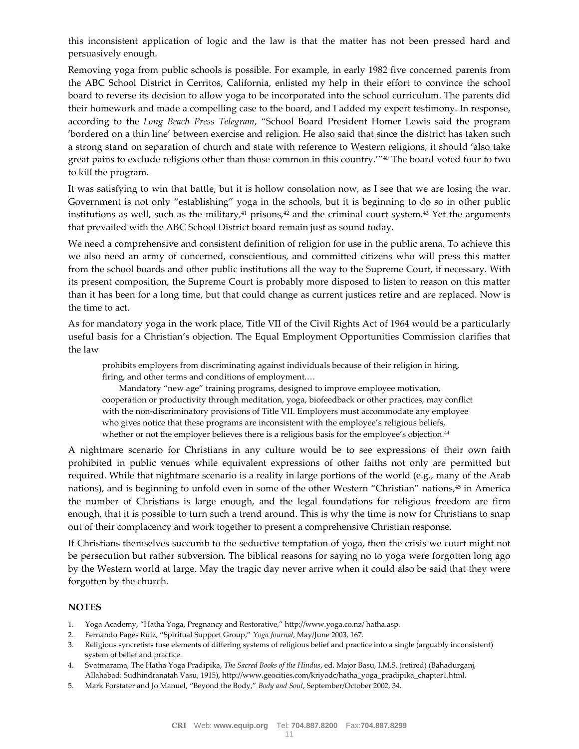this inconsistent application of logic and the law is that the matter has not been pressed hard and persuasively enough.

Removing yoga from public schools is possible. For example, in early 1982 five concerned parents from the ABC School District in Cerritos, California, enlisted my help in their effort to convince the school board to reverse its decision to allow yoga to be incorporated into the school curriculum. The parents did their homework and made a compelling case to the board, and I added my expert testimony. In response, according to the *Long Beach Press Telegram*, "School Board President Homer Lewis said the program 'bordered on a thin line' between exercise and religion. He also said that since the district has taken such a strong stand on separation of church and state with reference to Western religions, it should 'also take great pains to exclude religions other than those common in this country.'"[40] The board voted four to two to kill the program.

It was satisfying to win that battle, but it is hollow consolation now, as I see that we are losing the war. Government is not only "establishing" yoga in the schools, but it is beginning to do so in other public institutions as well, such as the military,[41] prisons,[42] and the criminal court system.[43] Yet the arguments that prevailed with the ABC School District board remain just as sound today.

We need a comprehensive and consistent definition of religion for use in the public arena. To achieve this we also need an army of concerned, conscientious, and committed citizens who will press this matter from the school boards and other public institutions all the way to the Supreme Court, if necessary. With its present composition, the Supreme Court is probably more disposed to listen to reason on this matter than it has been for a long time, but that could change as current justices retire and are replaced. Now is the time to act.

As for mandatory yoga in the work place, Title VII of the Civil Rights Act of 1964 would be a particularly useful basis for a Christian's objection. The Equal Employment Opportunities Commission clarifies that the law

> prohibits employers from discriminating against individuals because of their religion in hiring, firing, and other terms and conditions of employment.…
>
> Mandatory "new age" training programs, designed to improve employee motivation, cooperation or productivity through meditation, yoga, biofeedback or other practices, may conflict with the non-discriminatory provisions of Title VII. Employers must accommodate any employee who gives notice that these programs are inconsistent with the employee's religious beliefs, whether or not the employer believes there is a religious basis for the employee's objection.[44]

A nightmare scenario for Christians in any culture would be to see expressions of their own faith prohibited in public venues while equivalent expressions of other faiths not only are permitted but required. While that nightmare scenario is a reality in large portions of the world (e.g., many of the Arab nations), and is beginning to unfold even in some of the other Western "Christian" nations,[45] in America the number of Christians is large enough, and the legal foundations for religious freedom are firm enough, that it is possible to turn such a trend around. This is why the time is now for Christians to snap out of their complacency and work together to present a comprehensive Christian response.

If Christians themselves succumb to the seductive temptation of yoga, then the crisis we court might not be persecution but rather subversion. The biblical reasons for saying no to yoga were forgotten long ago by the Western world at large. May the tragic day never arrive when it could also be said that they were forgotten by the church.

**NOTES**

1. Yoga Academy, "Hatha Yoga, Pregnancy and Restorative," http://www.yoga.co.nz/ hatha.asp.
2. Fernando Pagés Ruiz, "Spiritual Support Group," *Yoga Journal*, May/June 2003, 167.
3. Religious syncretists fuse elements of differing systems of religious belief and practice into a single (arguably inconsistent) system of belief and practice.
4. Svatmarama, The Hatha Yoga Pradipika, *The Sacred Books of the Hindus*, ed. Major Basu, I.M.S. (retired) (Bahadurganj, Allahabad: Sudhindranatah Vasu, 1915), http://www.geocities.com/kriyadc/hatha_yoga_pradipika_chapter1.html.
5. Mark Forstater and Jo Manuel, "Beyond the Body," *Body and Soul*, September/October 2002, 34.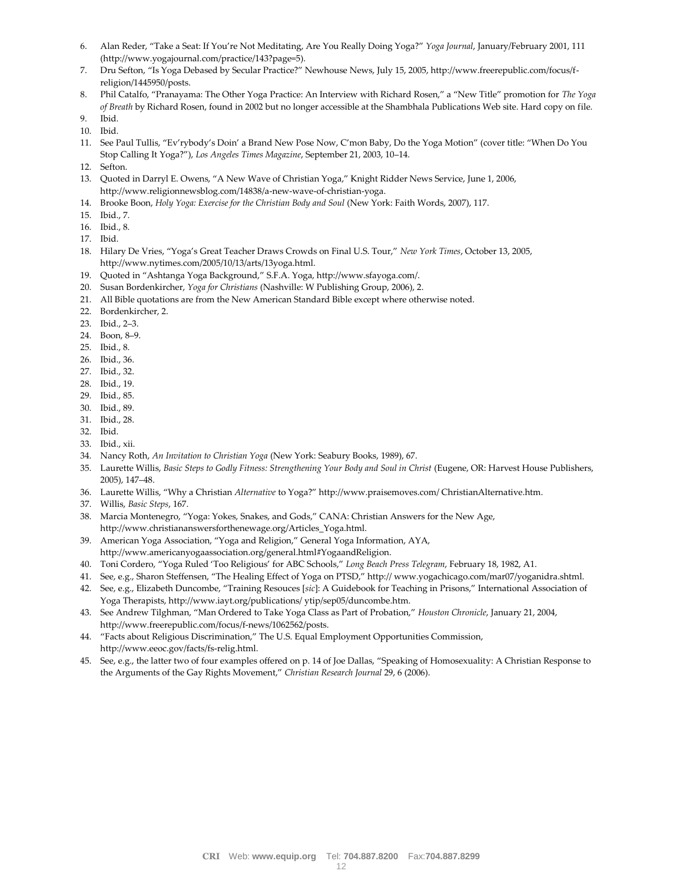6. Alan Reder, "Take a Seat: If You're Not Meditating, Are You Really Doing Yoga?" *Yoga Journal*, January/February 2001, 111 (http://www.yogajournal.com/practice/143?page=5).
7. Dru Sefton, "Is Yoga Debased by Secular Practice?" Newhouse News, July 15, 2005, http://www.freerepublic.com/focus/f-religion/1445950/posts.
8. Phil Catalfo, "Pranayama: The Other Yoga Practice: An Interview with Richard Rosen," a "New Title" promotion for *The Yoga of Breath* by Richard Rosen, found in 2002 but no longer accessible at the Shambhala Publications Web site. Hard copy on file.
9. Ibid.
10. Ibid.
11. See Paul Tullis, "Ev'rybody's Doin' a Brand New Pose Now, C'mon Baby, Do the Yoga Motion" (cover title: "When Do You Stop Calling It Yoga?"), *Los Angeles Times Magazine*, September 21, 2003, 10–14.
12. Sefton.
13. Quoted in Darryl E. Owens, "A New Wave of Christian Yoga," Knight Ridder News Service, June 1, 2006, http://www.religionnewsblog.com/14838/a-new-wave-of-christian-yoga.
14. Brooke Boon, *Holy Yoga: Exercise for the Christian Body and Soul* (New York: Faith Words, 2007), 117.
15. Ibid., 7.
16. Ibid., 8.
17. Ibid.
18. Hilary De Vries, "Yoga's Great Teacher Draws Crowds on Final U.S. Tour," *New York Times*, October 13, 2005, http://www.nytimes.com/2005/10/13/arts/13yoga.html.
19. Quoted in "Ashtanga Yoga Background," S.F.A. Yoga, http://www.sfayoga.com/.
20. Susan Bordenkircher, *Yoga for Christians* (Nashville: W Publishing Group, 2006), 2.
21. All Bible quotations are from the New American Standard Bible except where otherwise noted.
22. Bordenkircher, 2.
23. Ibid., 2–3.
24. Boon, 8–9.
25. Ibid., 8.
26. Ibid., 36.
27. Ibid., 32.
28. Ibid., 19.
29. Ibid., 85.
30. Ibid., 89.
31. Ibid., 28.
32. Ibid.
33. Ibid., xii.
34. Nancy Roth, *An Invitation to Christian Yoga* (New York: Seabury Books, 1989), 67.
35. Laurette Willis, *Basic Steps to Godly Fitness: Strengthening Your Body and Soul in Christ* (Eugene, OR: Harvest House Publishers, 2005), 147–48.
36. Laurette Willis, "Why a Christian *Alternative* to Yoga?" http://www.praisemoves.com/ ChristianAlternative.htm.
37. Willis, *Basic Steps*, 167.
38. Marcia Montenegro, "Yoga: Yokes, Snakes, and Gods," CANA: Christian Answers for the New Age, http://www.christiananswersforthenewage.org/Articles_Yoga.html.
39. American Yoga Association, "Yoga and Religion," General Yoga Information, AYA, http://www.americanyogaassociation.org/general.html#YogaandReligion.
40. Toni Cordero, "Yoga Ruled 'Too Religious' for ABC Schools," *Long Beach Press Telegram*, February 18, 1982, A1.
41. See, e.g., Sharon Steffensen, "The Healing Effect of Yoga on PTSD," http:// www.yogachicago.com/mar07/yoganidra.shtml.
42. See, e.g., Elizabeth Duncombe, "Training Resouces [*sic*]: A Guidebook for Teaching in Prisons," International Association of Yoga Therapists, http://www.iayt.org/publications/ ytip/sep05/duncombe.htm.
43. See Andrew Tilghman, "Man Ordered to Take Yoga Class as Part of Probation," *Houston Chronicle*, January 21, 2004, http://www.freerepublic.com/focus/f-news/1062562/posts.
44. "Facts about Religious Discrimination," The U.S. Equal Employment Opportunities Commission, http://www.eeoc.gov/facts/fs-relig.html.
45. See, e.g., the latter two of four examples offered on p. 14 of Joe Dallas, "Speaking of Homosexuality: A Christian Response to the Arguments of the Gay Rights Movement," *Christian Research Journal* 29, 6 (2006).